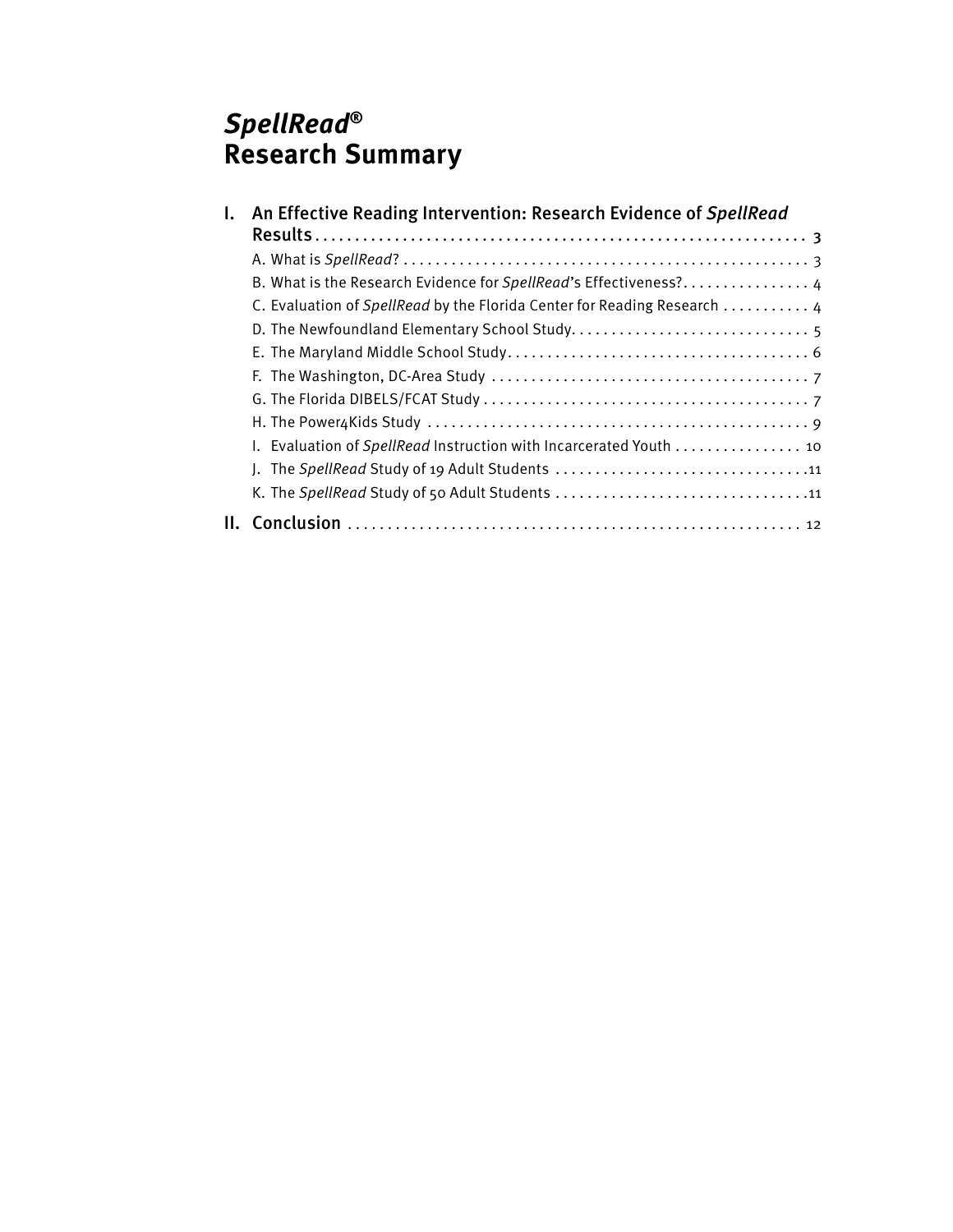# *SpellRead*®
# Research Summary

I. An Effective Reading Intervention: Research Evidence of *SpellRead* Results . . . . . . . . . . 3

- A. What is *SpellRead*? . . . . . . . . . . 3
- B. What is the Research Evidence for *SpellRead*'s Effectiveness? . . . . . . . . . . 4
- C. Evaluation of *SpellRead* by the Florida Center for Reading Research . . . . . . . . . . 4
- D. The Newfoundland Elementary School Study . . . . . . . . . . 5
- E. The Maryland Middle School Study . . . . . . . . . . 6
- F. The Washington, DC-Area Study . . . . . . . . . . 7
- G. The Florida DIBELS/FCAT Study . . . . . . . . . . 7
- H. The Power4Kids Study . . . . . . . . . . 9
- I. Evaluation of *SpellRead* Instruction with Incarcerated Youth . . . . . . . . . . 10
- J. The *SpellRead* Study of 19 Adult Students . . . . . . . . . . 11
- K. The *SpellRead* Study of 50 Adult Students . . . . . . . . . . 11

II. Conclusion . . . . . . . . . . 12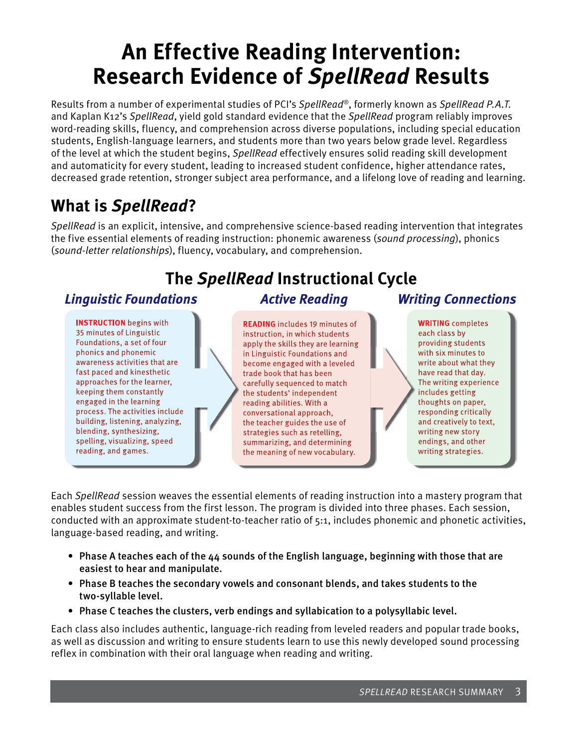# An Effective Reading Intervention: Research Evidence of *SpellRead* Results

Results from a number of experimental studies of PCI's *SpellRead*®, formerly known as *SpellRead P.A.T.* and Kaplan K12's *SpellRead*, yield gold standard evidence that the *SpellRead* program reliably improves word-reading skills, fluency, and comprehension across diverse populations, including special education students, English-language learners, and students more than two years below grade level. Regardless of the level at which the student begins, *SpellRead* effectively ensures solid reading skill development and automaticity for every student, leading to increased student confidence, higher attendance rates, decreased grade retention, stronger subject area performance, and a lifelong love of reading and learning.

## What is *SpellRead*?

*SpellRead* is an explicit, intensive, and comprehensive science-based reading intervention that integrates the five essential elements of reading instruction: phonemic awareness (*sound processing*), phonics (*sound-letter relationships*), fluency, vocabulary, and comprehension.

### The *SpellRead* Instructional Cycle

**Linguistic Foundations**

**INSTRUCTION** begins with 35 minutes of Linguistic Foundations, a set of four phonics and phonemic awareness activities that are fast paced and kinesthetic approaches for the learner, keeping them constantly engaged in the learning process. The activities include building, listening, analyzing, blending, synthesizing, spelling, visualizing, speed reading, and games.

**Active Reading**

**READING** includes 19 minutes of instruction, in which students apply the skills they are learning in Linguistic Foundations and become engaged with a leveled trade book that has been carefully sequenced to match the students' independent reading abilities. With a conversational approach, the teacher guides the use of strategies such as retelling, summarizing, and determining the meaning of new vocabulary.

**Writing Connections**

**WRITING** completes each class by providing students with six minutes to write about what they have read that day. The writing experience includes getting thoughts on paper, responding critically and creatively to text, writing new story endings, and other writing strategies.

Each *SpellRead* session weaves the essential elements of reading instruction into a mastery program that enables student success from the first lesson. The program is divided into three phases. Each session, conducted with an approximate student-to-teacher ratio of 5:1, includes phonemic and phonetic activities, language-based reading, and writing.

- **Phase A teaches each of the 44 sounds of the English language, beginning with those that are easiest to hear and manipulate.**
- **Phase B teaches the secondary vowels and consonant blends, and takes students to the two-syllable level.**
- **Phase C teaches the clusters, verb endings and syllabication to a polysyllabic level.**

Each class also includes authentic, language-rich reading from leveled readers and popular trade books, as well as discussion and writing to ensure students learn to use this newly developed sound processing reflex in combination with their oral language when reading and writing.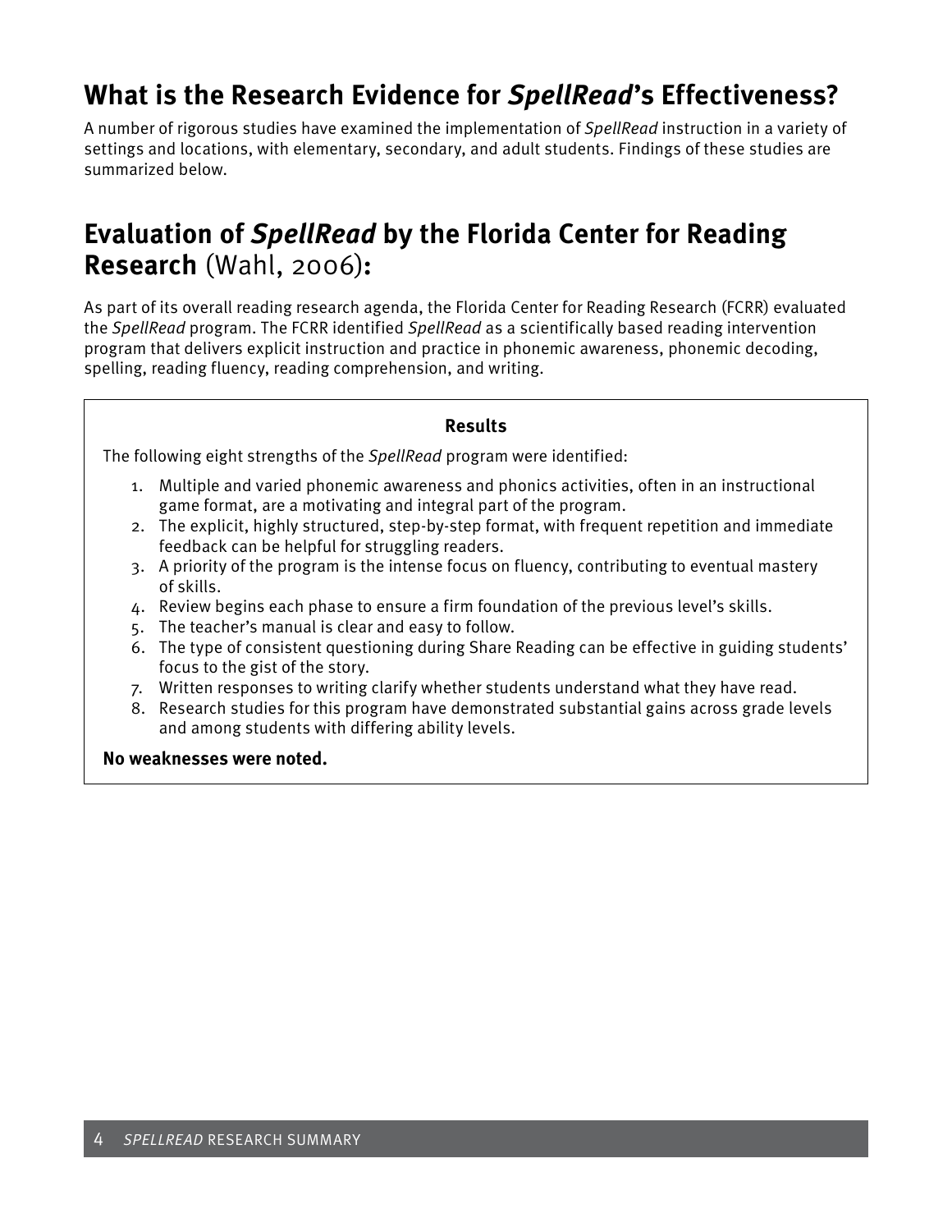## What is the Research Evidence for *SpellRead*'s Effectiveness?

A number of rigorous studies have examined the implementation of *SpellRead* instruction in a variety of settings and locations, with elementary, secondary, and adult students. Findings of these studies are summarized below.

## Evaluation of *SpellRead* by the Florida Center for Reading Research (Wahl, 2006):

As part of its overall reading research agenda, the Florida Center for Reading Research (FCRR) evaluated the *SpellRead* program. The FCRR identified *SpellRead* as a scientifically based reading intervention program that delivers explicit instruction and practice in phonemic awareness, phonemic decoding, spelling, reading fluency, reading comprehension, and writing.

**Results**

The following eight strengths of the *SpellRead* program were identified:

1. Multiple and varied phonemic awareness and phonics activities, often in an instructional game format, are a motivating and integral part of the program.
2. The explicit, highly structured, step-by-step format, with frequent repetition and immediate feedback can be helpful for struggling readers.
3. A priority of the program is the intense focus on fluency, contributing to eventual mastery of skills.
4. Review begins each phase to ensure a firm foundation of the previous level's skills.
5. The teacher's manual is clear and easy to follow.
6. The type of consistent questioning during Share Reading can be effective in guiding students' focus to the gist of the story.
7. Written responses to writing clarify whether students understand what they have read.
8. Research studies for this program have demonstrated substantial gains across grade levels and among students with differing ability levels.

**No weaknesses were noted.**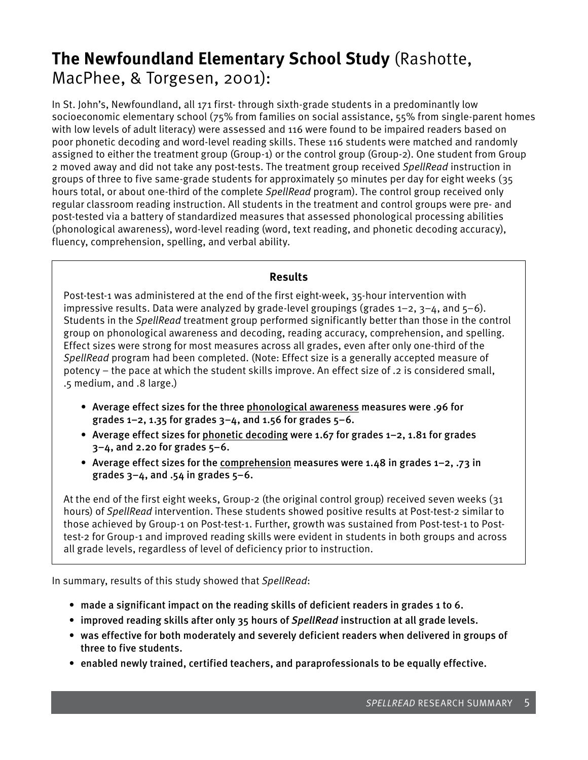## **The Newfoundland Elementary School Study** (Rashotte, MacPhee, & Torgesen, 2001):

In St. John's, Newfoundland, all 171 first- through sixth-grade students in a predominantly low socioeconomic elementary school (75% from families on social assistance, 55% from single-parent homes with low levels of adult literacy) were assessed and 116 were found to be impaired readers based on poor phonetic decoding and word-level reading skills. These 116 students were matched and randomly assigned to either the treatment group (Group-1) or the control group (Group-2). One student from Group 2 moved away and did not take any post-tests. The treatment group received *SpellRead* instruction in groups of three to five same-grade students for approximately 50 minutes per day for eight weeks (35 hours total, or about one-third of the complete *SpellRead* program). The control group received only regular classroom reading instruction. All students in the treatment and control groups were pre- and post-tested via a battery of standardized measures that assessed phonological processing abilities (phonological awareness), word-level reading (word, text reading, and phonetic decoding accuracy), fluency, comprehension, spelling, and verbal ability.

### Results

Post-test-1 was administered at the end of the first eight-week, 35-hour intervention with impressive results. Data were analyzed by grade-level groupings (grades 1–2, 3–4, and 5–6). Students in the *SpellRead* treatment group performed significantly better than those in the control group on phonological awareness and decoding, reading accuracy, comprehension, and spelling. Effect sizes were strong for most measures across all grades, even after only one-third of the *SpellRead* program had been completed. (Note: Effect size is a generally accepted measure of potency – the pace at which the student skills improve. An effect size of .2 is considered small, .5 medium, and .8 large.)

- **Average effect sizes for the three phonological awareness measures were .96 for grades 1–2, 1.35 for grades 3–4, and 1.56 for grades 5–6.**
- **Average effect sizes for phonetic decoding were 1.67 for grades 1–2, 1.81 for grades 3–4, and 2.20 for grades 5–6.**
- **Average effect sizes for the comprehension measures were 1.48 in grades 1–2, .73 in grades 3–4, and .54 in grades 5–6.**

At the end of the first eight weeks, Group-2 (the original control group) received seven weeks (31 hours) of *SpellRead* intervention. These students showed positive results at Post-test-2 similar to those achieved by Group-1 on Post-test-1. Further, growth was sustained from Post-test-1 to Post-test-2 for Group-1 and improved reading skills were evident in students in both groups and across all grade levels, regardless of level of deficiency prior to instruction.

In summary, results of this study showed that *SpellRead*:

- **made a significant impact on the reading skills of deficient readers in grades 1 to 6.**
- **improved reading skills after only 35 hours of *SpellRead* instruction at all grade levels.**
- **was effective for both moderately and severely deficient readers when delivered in groups of three to five students.**
- **enabled newly trained, certified teachers, and paraprofessionals to be equally effective.**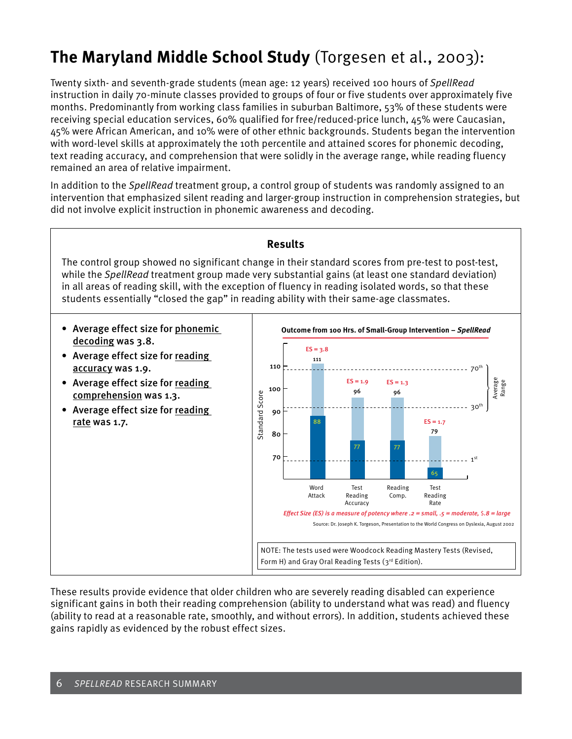# The Maryland Middle School Study (Torgesen et al., 2003):

Twenty sixth- and seventh-grade students (mean age: 12 years) received 100 hours of *SpellRead* instruction in daily 70-minute classes provided to groups of four or five students over approximately five months. Predominantly from working class families in suburban Baltimore, 53% of these students were receiving special education services, 60% qualified for free/reduced-price lunch, 45% were Caucasian, 45% were African American, and 10% were of other ethnic backgrounds. Students began the intervention with word-level skills at approximately the 10th percentile and attained scores for phonemic decoding, text reading accuracy, and comprehension that were solidly in the average range, while reading fluency remained an area of relative impairment.

In addition to the *SpellRead* treatment group, a control group of students was randomly assigned to an intervention that emphasized silent reading and larger-group instruction in comprehension strategies, but did not involve explicit instruction in phonemic awareness and decoding.

## Results

The control group showed no significant change in their standard scores from pre-test to post-test, while the *SpellRead* treatment group made very substantial gains (at least one standard deviation) in all areas of reading skill, with the exception of fluency in reading isolated words, so that these students essentially "closed the gap" in reading ability with their same-age classmates.

- Average effect size for phonemic decoding was 3.8.
- Average effect size for reading accuracy was 1.9.
- Average effect size for reading comprehension was 1.3.
- Average effect size for reading rate was 1.7.

**Outcome from 100 Hrs. of Small-Group Intervention – *SpellRead***

| Measure | Pre-test Standard Score | Post-test Standard Score | Effect Size (ES) |
|---|---|---|---|
| Word Attack | 88 | 111 | 3.8 |
| Test Reading Accuracy | 77 | 96 | 1.9 |
| Reading Comp. | 77 | 96 | 1.3 |
| Test Reading Rate | 65 | 79 | 1.7 |

Reference lines: 110 = 70th percentile; 90 = 30th percentile (Average Range between); 70 = 1st percentile.

*Effect Size (ES) is a measure of potency where .2 = small, .5 = moderate, $.8 = large*

Source: Dr. Joseph K. Torgeson, Presentation to the World Congress on Dyslexia, August 2002

NOTE: The tests used were Woodcock Reading Mastery Tests (Revised, Form H) and Gray Oral Reading Tests (3rd Edition).

These results provide evidence that older children who are severely reading disabled can experience significant gains in both their reading comprehension (ability to understand what was read) and fluency (ability to read at a reasonable rate, smoothly, and without errors). In addition, students achieved these gains rapidly as evidenced by the robust effect sizes.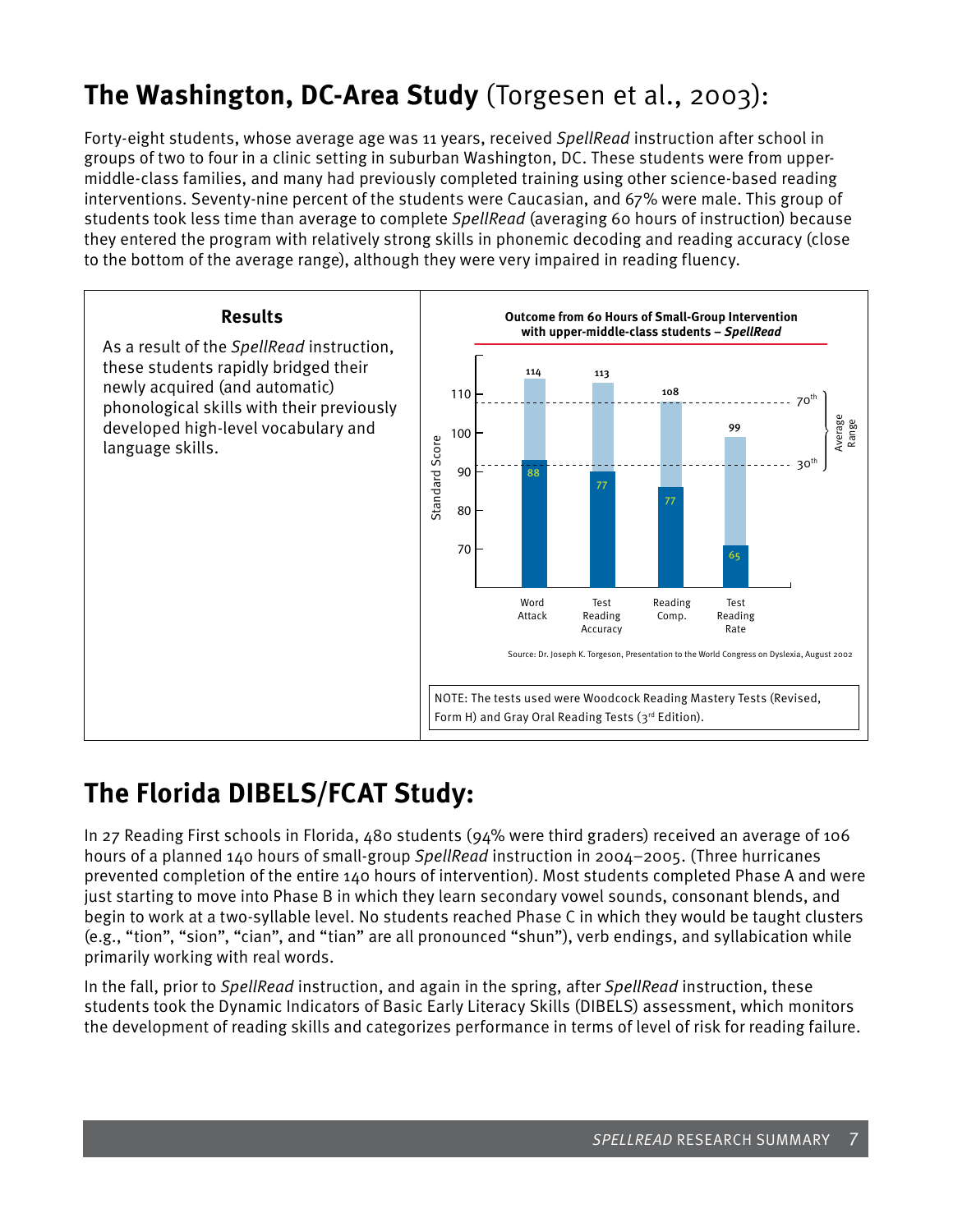## The Washington, DC-Area Study (Torgesen et al., 2003):

Forty-eight students, whose average age was 11 years, received *SpellRead* instruction after school in groups of two to four in a clinic setting in suburban Washington, DC. These students were from upper-middle-class families, and many had previously completed training using other science-based reading interventions. Seventy-nine percent of the students were Caucasian, and 67% were male. This group of students took less time than average to complete *SpellRead* (averaging 60 hours of instruction) because they entered the program with relatively strong skills in phonemic decoding and reading accuracy (close to the bottom of the average range), although they were very impaired in reading fluency.

**Results**

As a result of the *SpellRead* instruction, these students rapidly bridged their newly acquired (and automatic) phonological skills with their previously developed high-level vocabulary and language skills.

**Outcome from 60 Hours of Small-Group Intervention with upper-middle-class students – *SpellRead***

| Measure | Pre (Standard Score) | Post (Standard Score) |
| --- | --- | --- |
| Word Attack | 88 | 114 |
| Test Reading Accuracy | 77 | 113 |
| Reading Comp. | 77 | 108 |
| Test Reading Rate | 65 | 99 |

Average Range: 30th–70th percentile

Source: Dr. Joseph K. Torgeson, Presentation to the World Congress on Dyslexia, August 2002

NOTE: The tests used were Woodcock Reading Mastery Tests (Revised, Form H) and Gray Oral Reading Tests (3rd Edition).

## The Florida DIBELS/FCAT Study:

In 27 Reading First schools in Florida, 480 students (94% were third graders) received an average of 106 hours of a planned 140 hours of small-group *SpellRead* instruction in 2004–2005. (Three hurricanes prevented completion of the entire 140 hours of intervention). Most students completed Phase A and were just starting to move into Phase B in which they learn secondary vowel sounds, consonant blends, and begin to work at a two-syllable level. No students reached Phase C in which they would be taught clusters (e.g., "tion", "sion", "cian", and "tian" are all pronounced "shun"), verb endings, and syllabication while primarily working with real words.

In the fall, prior to *SpellRead* instruction, and again in the spring, after *SpellRead* instruction, these students took the Dynamic Indicators of Basic Early Literacy Skills (DIBELS) assessment, which monitors the development of reading skills and categorizes performance in terms of level of risk for reading failure.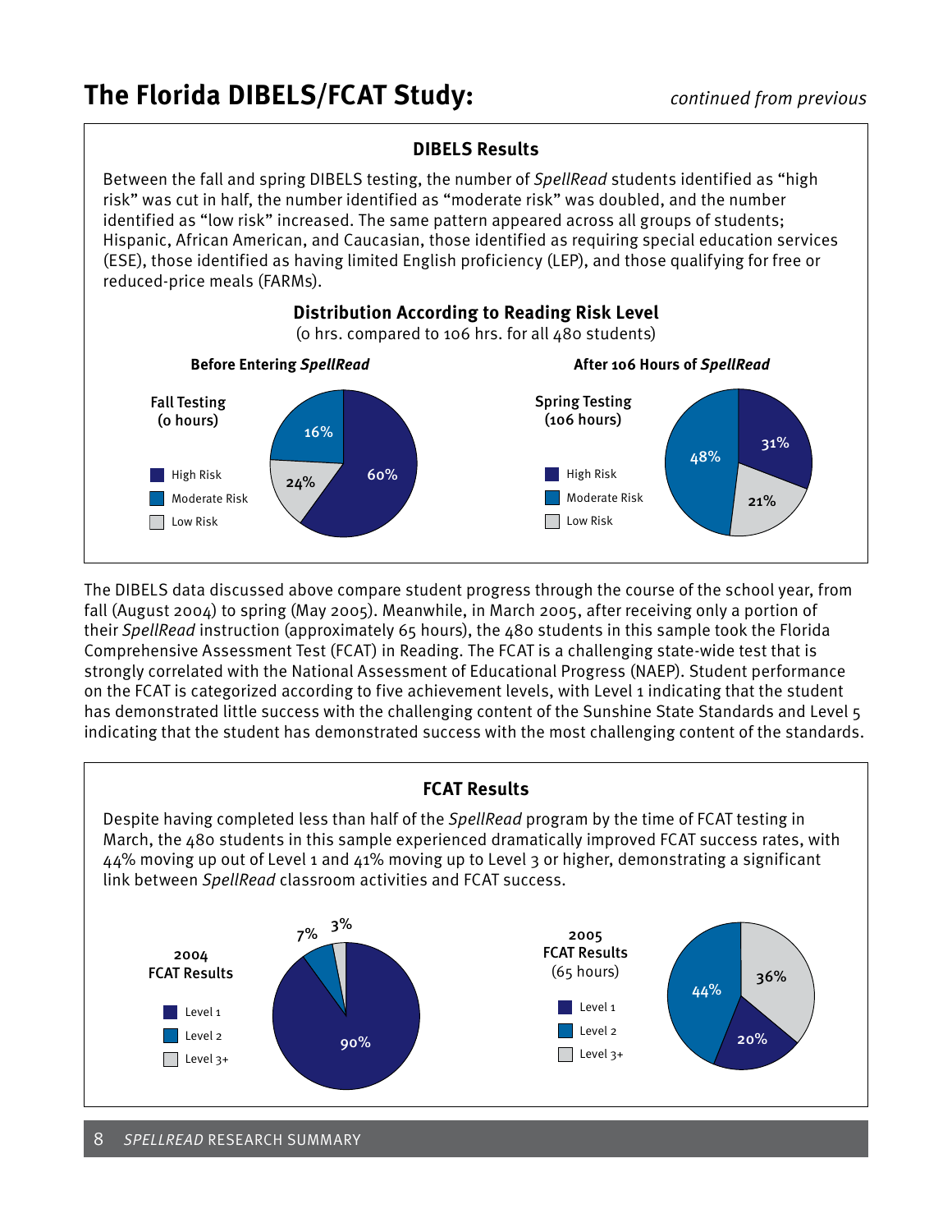# The Florida DIBELS/FCAT Study:

*continued from previous*

### DIBELS Results

Between the fall and spring DIBELS testing, the number of *SpellRead* students identified as "high risk" was cut in half, the number identified as "moderate risk" was doubled, and the number identified as "low risk" increased. The same pattern appeared across all groups of students; Hispanic, African American, and Caucasian, those identified as requiring special education services (ESE), those identified as having limited English proficiency (LEP), and those qualifying for free or reduced-price meals (FARMs).

**Distribution According to Reading Risk Level**

(0 hrs. compared to 106 hrs. for all 480 students)

**Before Entering *SpellRead***

Fall Testing (0 hours)

- High Risk: 60%
- Moderate Risk: 16%
- Low Risk: 24%

**After 106 Hours of *SpellRead***

Spring Testing (106 hours)

- High Risk: 31%
- Moderate Risk: 48%
- Low Risk: 21%

The DIBELS data discussed above compare student progress through the course of the school year, from fall (August 2004) to spring (May 2005). Meanwhile, in March 2005, after receiving only a portion of their *SpellRead* instruction (approximately 65 hours), the 480 students in this sample took the Florida Comprehensive Assessment Test (FCAT) in Reading. The FCAT is a challenging state-wide test that is strongly correlated with the National Assessment of Educational Progress (NAEP). Student performance on the FCAT is categorized according to five achievement levels, with Level 1 indicating that the student has demonstrated little success with the challenging content of the Sunshine State Standards and Level 5 indicating that the student has demonstrated success with the most challenging content of the standards.

### FCAT Results

Despite having completed less than half of the *SpellRead* program by the time of FCAT testing in March, the 480 students in this sample experienced dramatically improved FCAT success rates, with 44% moving up out of Level 1 and 41% moving up to Level 3 or higher, demonstrating a significant link between *SpellRead* classroom activities and FCAT success.

**2004 FCAT Results**

- Level 1: 90%
- Level 2: 7%
- Level 3+: 3%

**2005 FCAT Results** (65 hours)

- Level 1: 20%
- Level 2: 44%
- Level 3+: 36%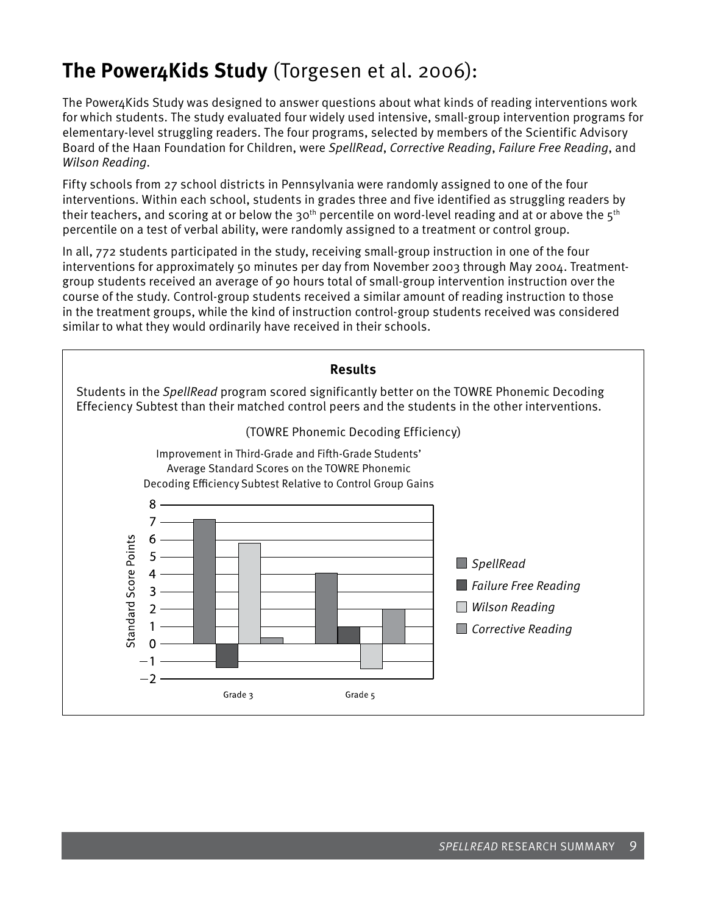## **The Power4Kids Study** (Torgesen et al. 2006):

The Power4Kids Study was designed to answer questions about what kinds of reading interventions work for which students. The study evaluated four widely used intensive, small-group intervention programs for elementary-level struggling readers. The four programs, selected by members of the Scientific Advisory Board of the Haan Foundation for Children, were *SpellRead*, *Corrective Reading*, *Failure Free Reading*, and *Wilson Reading*.

Fifty schools from 27 school districts in Pennsylvania were randomly assigned to one of the four interventions. Within each school, students in grades three and five identified as struggling readers by their teachers, and scoring at or below the 30th percentile on word-level reading and at or above the 5th percentile on a test of verbal ability, were randomly assigned to a treatment or control group.

In all, 772 students participated in the study, receiving small-group instruction in one of the four interventions for approximately 50 minutes per day from November 2003 through May 2004. Treatment-group students received an average of 90 hours total of small-group intervention instruction over the course of the study. Control-group students received a similar amount of reading instruction to those in the treatment groups, while the kind of instruction control-group students received was considered similar to what they would ordinarily have received in their schools.

**Results**

Students in the *SpellRead* program scored significantly better on the TOWRE Phonemic Decoding Effeciency Subtest than their matched control peers and the students in the other interventions.

(TOWRE Phonemic Decoding Efficiency)

Improvement in Third-Grade and Fifth-Grade Students' Average Standard Scores on the TOWRE Phonemic Decoding Efficiency Subtest Relative to Control Group Gains

| Standard Score Points | Grade 3 | Grade 5 |
|---|---|---|
| *SpellRead* | 7.2 | 4.1 |
| *Failure Free Reading* | −1.4 | 1.0 |
| *Wilson Reading* | 5.8 | −1.5 |
| *Corrective Reading* | 0.3 | 2.0 |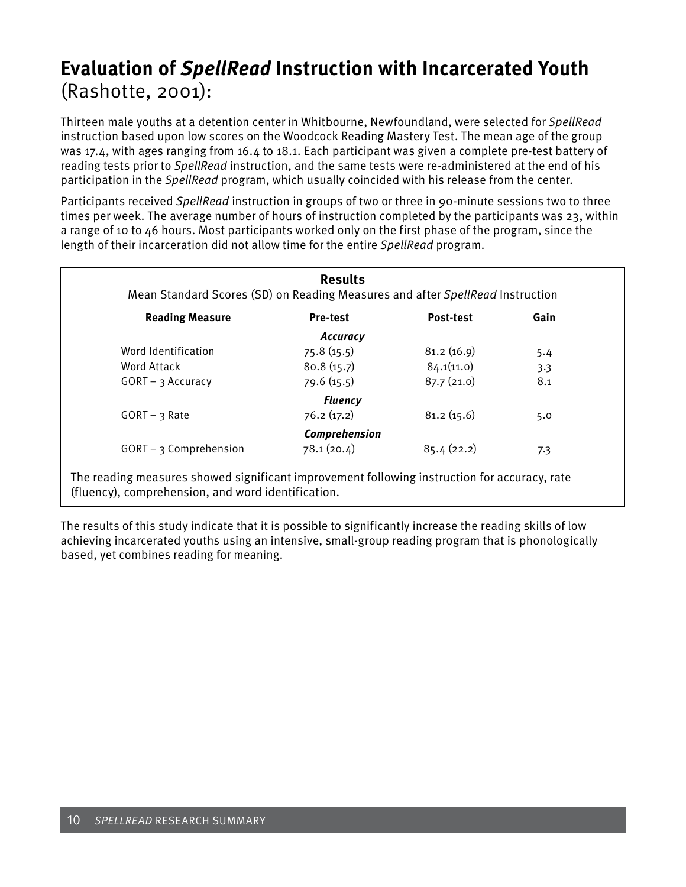# Evaluation of *SpellRead* Instruction with Incarcerated Youth (Rashotte, 2001):

Thirteen male youths at a detention center in Whitbourne, Newfoundland, were selected for *SpellRead* instruction based upon low scores on the Woodcock Reading Mastery Test. The mean age of the group was 17.4, with ages ranging from 16.4 to 18.1. Each participant was given a complete pre-test battery of reading tests prior to *SpellRead* instruction, and the same tests were re-administered at the end of his participation in the *SpellRead* program, which usually coincided with his release from the center.

Participants received *SpellRead* instruction in groups of two or three in 90-minute sessions two to three times per week. The average number of hours of instruction completed by the participants was 23, within a range of 10 to 46 hours. Most participants worked only on the first phase of the program, since the length of their incarceration did not allow time for the entire *SpellRead* program.

**Results**

Mean Standard Scores (SD) on Reading Measures and after *SpellRead* Instruction

| Reading Measure | Pre-test | Post-test | Gain |
|---|---|---|---|
| | ***Accuracy*** | | |
| Word Identification | 75.8 (15.5) | 81.2 (16.9) | 5.4 |
| Word Attack | 80.8 (15.7) | 84.1(11.0) | 3.3 |
| GORT – 3 Accuracy | 79.6 (15.5) | 87.7 (21.0) | 8.1 |
| | ***Fluency*** | | |
| GORT – 3 Rate | 76.2 (17.2) | 81.2 (15.6) | 5.0 |
| | ***Comprehension*** | | |
| GORT – 3 Comprehension | 78.1 (20.4) | 85.4 (22.2) | 7.3 |

The reading measures showed significant improvement following instruction for accuracy, rate (fluency), comprehension, and word identification.

The results of this study indicate that it is possible to significantly increase the reading skills of low achieving incarcerated youths using an intensive, small-group reading program that is phonologically based, yet combines reading for meaning.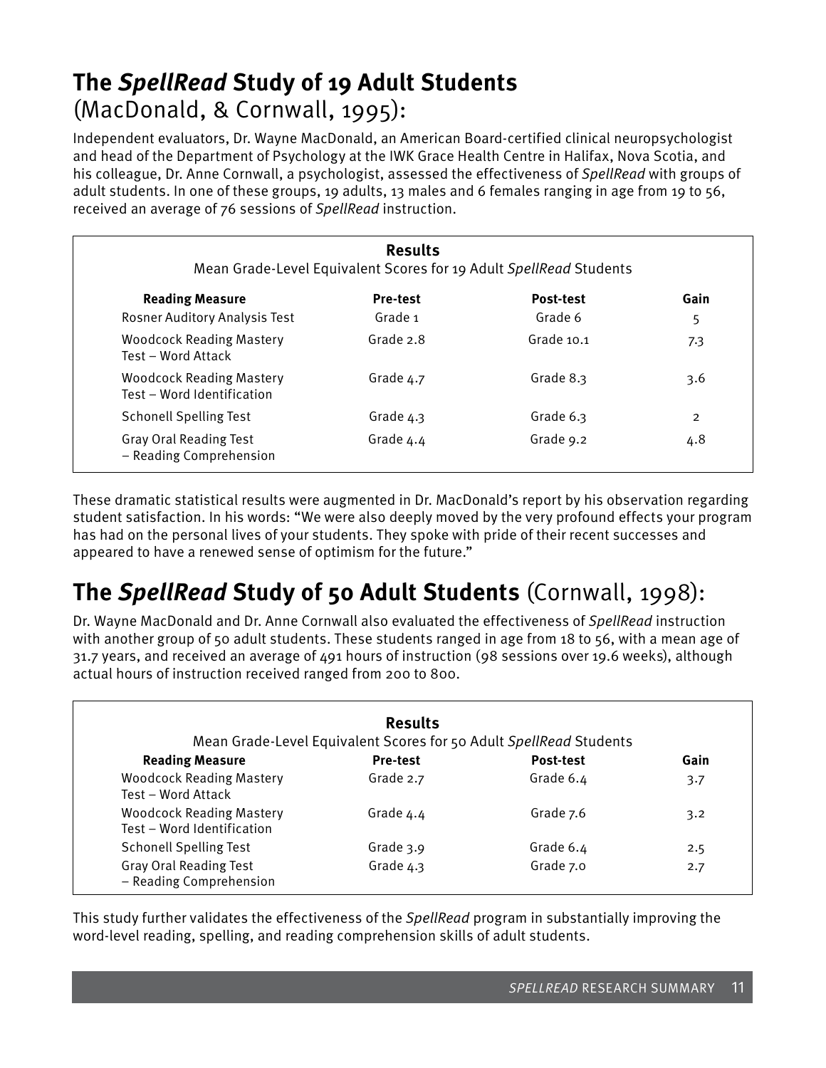## The *SpellRead* Study of 19 Adult Students (MacDonald, & Cornwall, 1995):

Independent evaluators, Dr. Wayne MacDonald, an American Board-certified clinical neuropsychologist and head of the Department of Psychology at the IWK Grace Health Centre in Halifax, Nova Scotia, and his colleague, Dr. Anne Cornwall, a psychologist, assessed the effectiveness of *SpellRead* with groups of adult students. In one of these groups, 19 adults, 13 males and 6 females ranging in age from 19 to 56, received an average of 76 sessions of *SpellRead* instruction.

**Results**

Mean Grade-Level Equivalent Scores for 19 Adult *SpellRead* Students

| Reading Measure | Pre-test | Post-test | Gain |
|---|---|---|---|
| Rosner Auditory Analysis Test | Grade 1 | Grade 6 | 5 |
| Woodcock Reading Mastery Test – Word Attack | Grade 2.8 | Grade 10.1 | 7.3 |
| Woodcock Reading Mastery Test – Word Identification | Grade 4.7 | Grade 8.3 | 3.6 |
| Schonell Spelling Test | Grade 4.3 | Grade 6.3 | 2 |
| Gray Oral Reading Test – Reading Comprehension | Grade 4.4 | Grade 9.2 | 4.8 |

These dramatic statistical results were augmented in Dr. MacDonald's report by his observation regarding student satisfaction. In his words: "We were also deeply moved by the very profound effects your program has had on the personal lives of your students. They spoke with pride of their recent successes and appeared to have a renewed sense of optimism for the future."

## The *SpellRead* Study of 50 Adult Students (Cornwall, 1998):

Dr. Wayne MacDonald and Dr. Anne Cornwall also evaluated the effectiveness of *SpellRead* instruction with another group of 50 adult students. These students ranged in age from 18 to 56, with a mean age of 31.7 years, and received an average of 491 hours of instruction (98 sessions over 19.6 weeks), although actual hours of instruction received ranged from 200 to 800.

**Results**

Mean Grade-Level Equivalent Scores for 50 Adult *SpellRead* Students

| Reading Measure | Pre-test | Post-test | Gain |
|---|---|---|---|
| Woodcock Reading Mastery Test – Word Attack | Grade 2.7 | Grade 6.4 | 3.7 |
| Woodcock Reading Mastery Test – Word Identification | Grade 4.4 | Grade 7.6 | 3.2 |
| Schonell Spelling Test | Grade 3.9 | Grade 6.4 | 2.5 |
| Gray Oral Reading Test – Reading Comprehension | Grade 4.3 | Grade 7.0 | 2.7 |

This study further validates the effectiveness of the *SpellRead* program in substantially improving the word-level reading, spelling, and reading comprehension skills of adult students.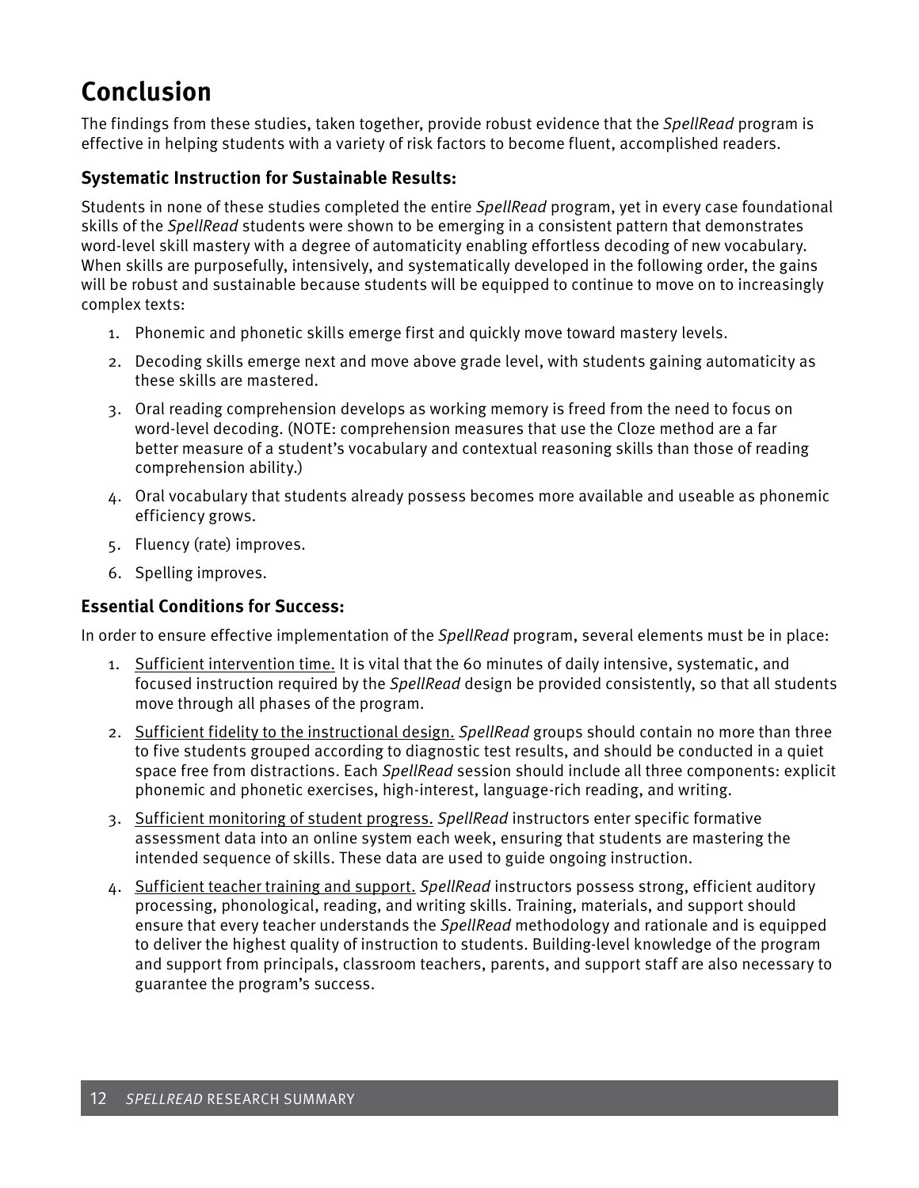# Conclusion

The findings from these studies, taken together, provide robust evidence that the *SpellRead* program is effective in helping students with a variety of risk factors to become fluent, accomplished readers.

### Systematic Instruction for Sustainable Results:

Students in none of these studies completed the entire *SpellRead* program, yet in every case foundational skills of the *SpellRead* students were shown to be emerging in a consistent pattern that demonstrates word-level skill mastery with a degree of automaticity enabling effortless decoding of new vocabulary. When skills are purposefully, intensively, and systematically developed in the following order, the gains will be robust and sustainable because students will be equipped to continue to move on to increasingly complex texts:

1. Phonemic and phonetic skills emerge first and quickly move toward mastery levels.
2. Decoding skills emerge next and move above grade level, with students gaining automaticity as these skills are mastered.
3. Oral reading comprehension develops as working memory is freed from the need to focus on word-level decoding. (NOTE: comprehension measures that use the Cloze method are a far better measure of a student's vocabulary and contextual reasoning skills than those of reading comprehension ability.)
4. Oral vocabulary that students already possess becomes more available and useable as phonemic efficiency grows.
5. Fluency (rate) improves.
6. Spelling improves.

### Essential Conditions for Success:

In order to ensure effective implementation of the *SpellRead* program, several elements must be in place:

1. <u>Sufficient intervention time.</u> It is vital that the 60 minutes of daily intensive, systematic, and focused instruction required by the *SpellRead* design be provided consistently, so that all students move through all phases of the program.
2. <u>Sufficient fidelity to the instructional design.</u> *SpellRead* groups should contain no more than three to five students grouped according to diagnostic test results, and should be conducted in a quiet space free from distractions. Each *SpellRead* session should include all three components: explicit phonemic and phonetic exercises, high-interest, language-rich reading, and writing.
3. <u>Sufficient monitoring of student progress.</u> *SpellRead* instructors enter specific formative assessment data into an online system each week, ensuring that students are mastering the intended sequence of skills. These data are used to guide ongoing instruction.
4. <u>Sufficient teacher training and support.</u> *SpellRead* instructors possess strong, efficient auditory processing, phonological, reading, and writing skills. Training, materials, and support should ensure that every teacher understands the *SpellRead* methodology and rationale and is equipped to deliver the highest quality of instruction to students. Building-level knowledge of the program and support from principals, classroom teachers, parents, and support staff are also necessary to guarantee the program's success.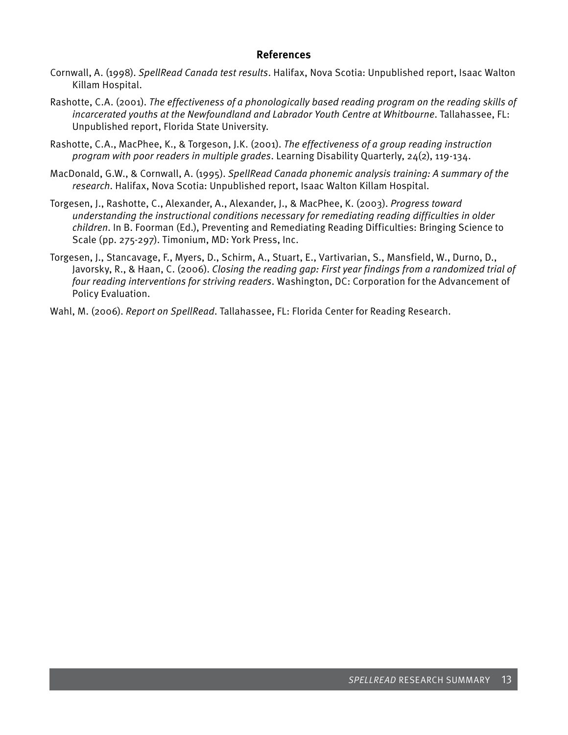## References

Cornwall, A. (1998). *SpellRead Canada test results*. Halifax, Nova Scotia: Unpublished report, Isaac Walton Killam Hospital.

Rashotte, C.A. (2001). *The effectiveness of a phonologically based reading program on the reading skills of incarcerated youths at the Newfoundland and Labrador Youth Centre at Whitbourne*. Tallahassee, FL: Unpublished report, Florida State University.

Rashotte, C.A., MacPhee, K., & Torgeson, J.K. (2001). *The effectiveness of a group reading instruction program with poor readers in multiple grades*. Learning Disability Quarterly, 24(2), 119-134.

MacDonald, G.W., & Cornwall, A. (1995). *SpellRead Canada phonemic analysis training: A summary of the research*. Halifax, Nova Scotia: Unpublished report, Isaac Walton Killam Hospital.

Torgesen, J., Rashotte, C., Alexander, A., Alexander, J., & MacPhee, K. (2003). *Progress toward understanding the instructional conditions necessary for remediating reading difficulties in older children*. In B. Foorman (Ed.), Preventing and Remediating Reading Difficulties: Bringing Science to Scale (pp. 275-297). Timonium, MD: York Press, Inc.

Torgesen, J., Stancavage, F., Myers, D., Schirm, A., Stuart, E., Vartivarian, S., Mansfield, W., Durno, D., Javorsky, R., & Haan, C. (2006). *Closing the reading gap: First year findings from a randomized trial of four reading interventions for striving readers*. Washington, DC: Corporation for the Advancement of Policy Evaluation.

Wahl, M. (2006). *Report on SpellRead*. Tallahassee, FL: Florida Center for Reading Research.